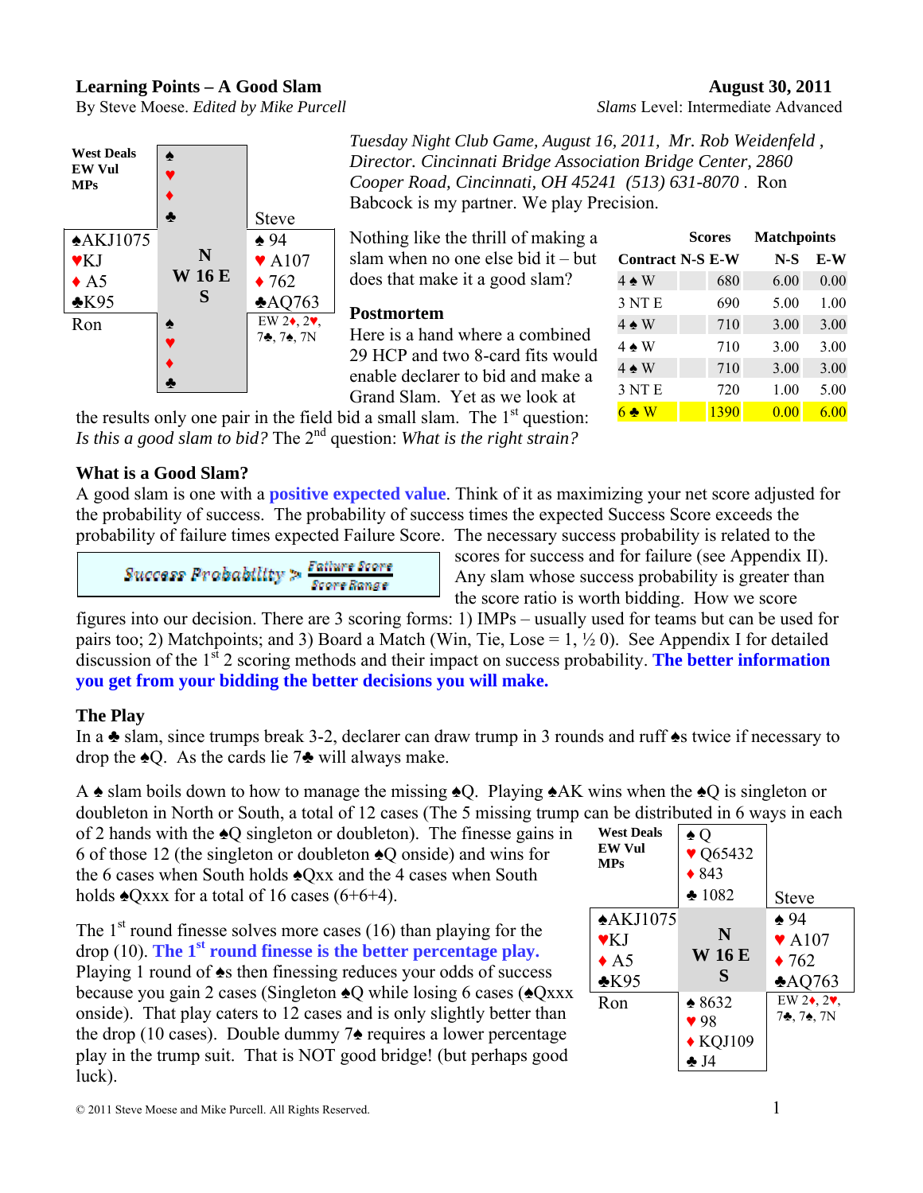**Learning Points – A Good Slam** **August 30, 2011**

By Steve Moese. *Edited by Mike Purcell* *Slams* Level: Intermediate Advanced

| West Deals<br>EW Vul<br>MPs | ♠<br>♥<br>♦<br>♣ | Steve |
|---|---|---|
| ♠AKJ1075<br>♥KJ<br>♦ A5<br>♣K95 | N<br>W 16 E<br>S | ♠ 94<br>♥ A107<br>♦ 762<br>♣AQ763 |
| Ron | ♠<br>♥<br>♦<br>♣ | EW 2♦, 2♥, 7♣, 7♠, 7N |

*Tuesday Night Club Game, August 16, 2011, Mr. Rob Weidenfeld , Director. Cincinnati Bridge Association Bridge Center, 2860 Cooper Road, Cincinnati, OH 45241 (513) 631-8070 .* Ron Babcock is my partner. We play Precision.

Nothing like the thrill of making a slam when no one else bid it – but does that make it a good slam?

| Contract | Scores N-S | Scores E-W | Matchpoints N-S | Matchpoints E-W |
|---|---|---|---|---|
| 4 ♠ W | | 680 | 6.00 | 0.00 |
| 3 NT E | | 690 | 5.00 | 1.00 |
| 4 ♠ W | | 710 | 3.00 | 3.00 |
| 4 ♠ W | | 710 | 3.00 | 3.00 |
| 4 ♠ W | | 710 | 3.00 | 3.00 |
| 3 NT E | | 720 | 1.00 | 5.00 |
| 6 ♣ W | | 1390 | 0.00 | 6.00 |

**Postmortem**

Here is a hand where a combined 29 HCP and two 8-card fits would enable declarer to bid and make a Grand Slam. Yet as we look at the results only one pair in the field bid a small slam. The 1st question: *Is this a good slam to bid?* The 2nd question: *What is the right strain?*

### What is a Good Slam?

A good slam is one with a **positive expected value**. Think of it as maximizing your net score adjusted for the probability of success. The probability of success times the expected Success Score exceeds the probability of failure times expected Failure Score. The necessary success probability is related to the scores for success and for failure (see Appendix II).

$$\text{Success Probability} > \frac{\text{Failure Score}}{\text{Score Range}}$$

Any slam whose success probability is greater than the score ratio is worth bidding. How we score figures into our decision. There are 3 scoring forms: 1) IMPs – usually used for teams but can be used for pairs too; 2) Matchpoints; and 3) Board a Match (Win, Tie, Lose = 1, ½ 0). See Appendix I for detailed discussion of the 1st 2 scoring methods and their impact on success probability. **The better information you get from your bidding the better decisions you will make.**

### The Play

In a ♣ slam, since trumps break 3-2, declarer can draw trump in 3 rounds and ruff ♠s twice if necessary to drop the ♠Q. As the cards lie 7♣ will always make.

A ♠ slam boils down to how to manage the missing ♠Q. Playing ♠AK wins when the ♠Q is singleton or doubleton in North or South, a total of 12 cases (The 5 missing trump can be distributed in 6 ways in each of 2 hands with the ♠Q singleton or doubleton). The finesse gains in 6 of those 12 (the singleton or doubleton ♠Q onside) and wins for the 6 cases when South holds ♠Qxx and the 4 cases when South holds ♠Qxxx for a total of 16 cases (6+6+4).

| West Deals<br>EW Vul<br>MPs | ♠ Q<br>♥ Q65432<br>♦ 843<br>♣ 1082 | Steve |
|---|---|---|
| ♠AKJ1075<br>♥KJ<br>♦ A5<br>♣K95 | N<br>W 16 E<br>S | ♠ 94<br>♥ A107<br>♦ 762<br>♣AQ763 |
| Ron | ♠ 8632<br>♥ 98<br>♦ KQJ109<br>♣ J4 | EW 2♦, 2♥, 7♣, 7♠, 7N |

The 1st round finesse solves more cases (16) than playing for the drop (10). **The 1st round finesse is the better percentage play.** Playing 1 round of ♠s then finessing reduces your odds of success because you gain 2 cases (Singleton ♠Q while losing 6 cases (♠Qxxx onside). That play caters to 12 cases and is only slightly better than the drop (10 cases). Double dummy 7♠ requires a lower percentage play in the trump suit. That is NOT good bridge! (but perhaps good luck).

© 2011 Steve Moese and Mike Purcell. All Rights Reserved.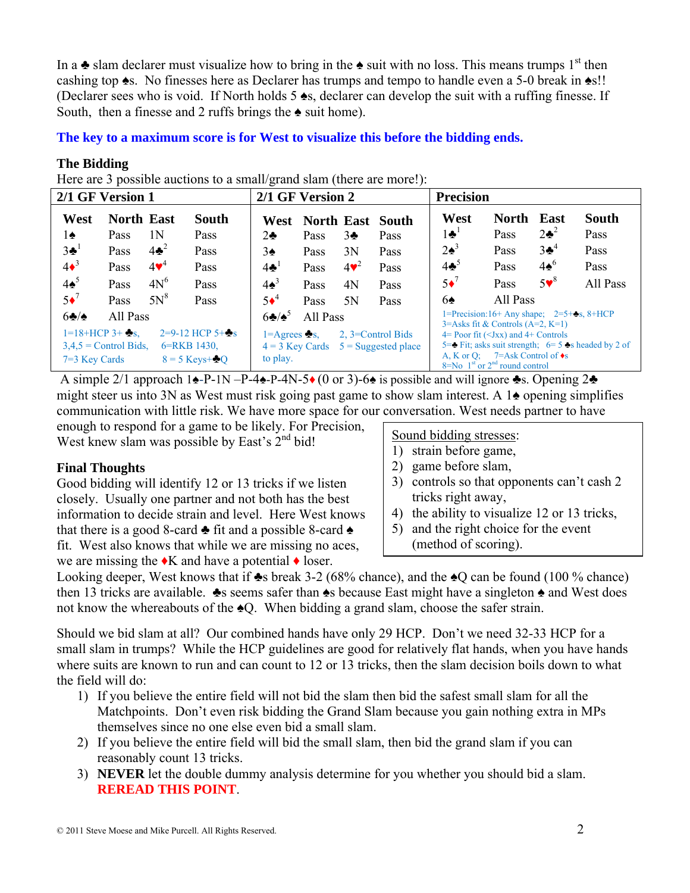In a ♣ slam declarer must visualize how to bring in the ♠ suit with no loss. This means trumps 1st then cashing top ♠s. No finesses here as Declarer has trumps and tempo to handle even a 5-0 break in ♠s!! (Declarer sees who is void. If North holds 5 ♠s, declarer can develop the suit with a ruffing finesse. If South, then a finesse and 2 ruffs brings the ♠ suit home).

**The key to a maximum score is for West to visualize this before the bidding ends.**

### The Bidding

Here are 3 possible auctions to a small/grand slam (there are more!):

**2/1 GF Version 1**

| West | North | East | South |
|---|---|---|---|
| 1♠ | Pass | 1N | Pass |
| 3♣[1] | Pass | 4♣[2] | Pass |
| 4♦[3] | Pass | 4♥[4] | Pass |
| 4♠[5] | Pass | 4N[6] | Pass |
| 5♦[7] | Pass | 5N[8] | Pass |
| 6♣/♠ | All Pass | | |

1=18+HCP 3+ ♣s, 2=9-12 HCP 5+♣s
3,4,5 = Control Bids, 6=RKB 1430,
7=3 Key Cards 8 = 5 Keys+♣Q

**2/1 GF Version 2**

| West | North | East | South |
|---|---|---|---|
| 2♣ | Pass | 3♣ | Pass |
| 3♠ | Pass | 3N | Pass |
| 4♣[1] | Pass | 4♥[2] | Pass |
| 4♠[3] | Pass | 4N | Pass |
| 5♦[4] | Pass | 5N | Pass |
| 6♣/♠[5] | All Pass | | |

1=Agrees ♣s, 2, 3=Control Bids
4 = 3 Key Cards 5 = Suggested place to play.

**Precision**

| West | North | East | South |
|---|---|---|---|
| 1♣[1] | Pass | 2♣[2] | Pass |
| 2♠[3] | Pass | 3♣[4] | Pass |
| 4♣[5] | Pass | 4♠[6] | Pass |
| 5♦[7] | Pass | 5♥[8] | All Pass |
| 6♠ | All Pass | | |

1=Precision:16+ Any shape; 2=5+♣s, 8+HCP
3=Asks fit & Controls (A=2, K=1)
4= Poor fit (<Jxx) and 4+ Controls
5=♣ Fit; asks suit strength; 6= 5 ♣s headed by 2 of A, K or Q; 7=Ask Control of ♦s
8=No 1st or 2nd round control

A simple 2/1 approach 1♠-P-1N –P-4♠-P-4N-5♦ (0 or 3)-6♠ is possible and will ignore ♣s. Opening 2♣ might steer us into 3N as West must risk going past game to show slam interest. A 1♠ opening simplifies communication with little risk. We have more space for our conversation. West needs partner to have enough to respond for a game to be likely. For Precision, West knew slam was possible by East's 2nd bid!

> Sound bidding stresses:
> 1) strain before game,
> 2) game before slam,
> 3) controls so that opponents can't cash 2 tricks right away,
> 4) the ability to visualize 12 or 13 tricks,
> 5) and the right choice for the event (method of scoring).

### Final Thoughts

Good bidding will identify 12 or 13 tricks if we listen closely. Usually one partner and not both has the best information to decide strain and level. Here West knows that there is a good 8-card ♣ fit and a possible 8-card ♠ fit. West also knows that while we are missing no aces, we are missing the ♦K and have a potential ♦ loser. Looking deeper, West knows that if ♣s break 3-2 (68% chance), and the ♠Q can be found (100 % chance) then 13 tricks are available. ♣s seems safer than ♠s because East might have a singleton ♠ and West does not know the whereabouts of the ♠Q. When bidding a grand slam, choose the safer strain.

Should we bid slam at all? Our combined hands have only 29 HCP. Don't we need 32-33 HCP for a small slam in trumps? While the HCP guidelines are good for relatively flat hands, when you have hands where suits are known to run and can count to 12 or 13 tricks, then the slam decision boils down to what the field will do:

1) If you believe the entire field will not bid the slam then bid the safest small slam for all the Matchpoints. Don't even risk bidding the Grand Slam because you gain nothing extra in MPs themselves since no one else even bid a small slam.
2) If you believe the entire field will bid the small slam, then bid the grand slam if you can reasonably count 13 tricks.
3) **NEVER** let the double dummy analysis determine for you whether you should bid a slam. **REREAD THIS POINT**.

© 2011 Steve Moese and Mike Purcell. All Rights Reserved.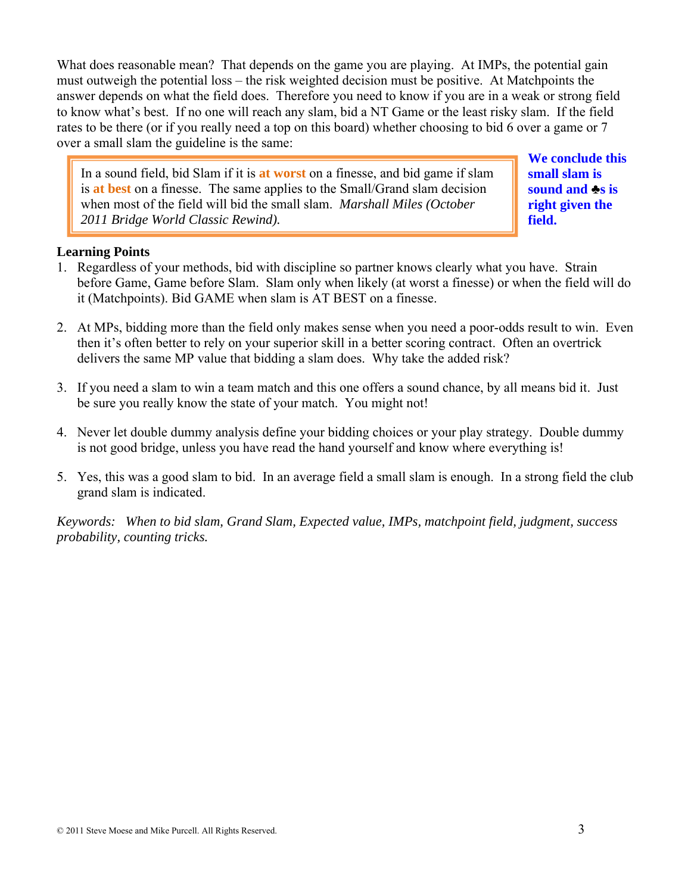What does reasonable mean? That depends on the game you are playing. At IMPs, the potential gain must outweigh the potential loss – the risk weighted decision must be positive. At Matchpoints the answer depends on what the field does. Therefore you need to know if you are in a weak or strong field to know what's best. If no one will reach any slam, bid a NT Game or the least risky slam. If the field rates to be there (or if you really need a top on this board) whether choosing to bid 6 over a game or 7 over a small slam the guideline is the same:

> In a sound field, bid Slam if it is **at worst** on a finesse, and bid game if slam is **at best** on a finesse. The same applies to the Small/Grand slam decision when most of the field will bid the small slam. *Marshall Miles (October 2011 Bridge World Classic Rewind).*

**We conclude this small slam is sound and ♣s is right given the field.**

**Learning Points**

1. Regardless of your methods, bid with discipline so partner knows clearly what you have. Strain before Game, Game before Slam. Slam only when likely (at worst a finesse) or when the field will do it (Matchpoints). Bid GAME when slam is AT BEST on a finesse.

2. At MPs, bidding more than the field only makes sense when you need a poor-odds result to win. Even then it's often better to rely on your superior skill in a better scoring contract. Often an overtrick delivers the same MP value that bidding a slam does. Why take the added risk?

3. If you need a slam to win a team match and this one offers a sound chance, by all means bid it. Just be sure you really know the state of your match. You might not!

4. Never let double dummy analysis define your bidding choices or your play strategy. Double dummy is not good bridge, unless you have read the hand yourself and know where everything is!

5. Yes, this was a good slam to bid. In an average field a small slam is enough. In a strong field the club grand slam is indicated.

*Keywords: When to bid slam, Grand Slam, Expected value, IMPs, matchpoint field, judgment, success probability, counting tricks.*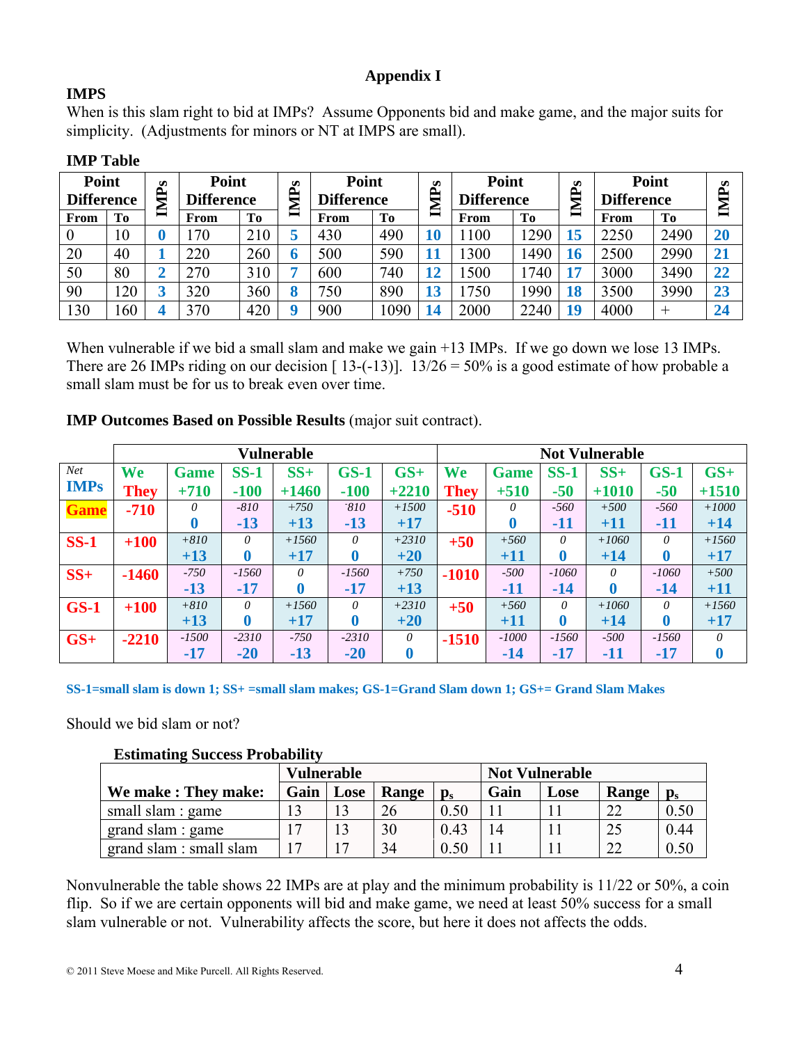# Appendix I

## IMPS

When is this slam right to bid at IMPs? Assume Opponents bid and make game, and the major suits for simplicity. (Adjustments for minors or NT at IMPS are small).

### IMP Table

| Point Difference | | IMPs | Point Difference | | IMPs | Point Difference | | IMPs | Point Difference | | IMPs | Point Difference | | IMPs |
|---|---|---|---|---|---|---|---|---|---|---|---|---|---|---|
| From | To | | From | To | | From | To | | From | To | | From | To | |
| 0 | 10 | 0 | 170 | 210 | 5 | 430 | 490 | 10 | 1100 | 1290 | 15 | 2250 | 2490 | 20 |
| 20 | 40 | 1 | 220 | 260 | 6 | 500 | 590 | 11 | 1300 | 1490 | 16 | 2500 | 2990 | 21 |
| 50 | 80 | 2 | 270 | 310 | 7 | 600 | 740 | 12 | 1500 | 1740 | 17 | 3000 | 3490 | 22 |
| 90 | 120 | 3 | 320 | 360 | 8 | 750 | 890 | 13 | 1750 | 1990 | 18 | 3500 | 3990 | 23 |
| 130 | 160 | 4 | 370 | 420 | 9 | 900 | 1090 | 14 | 2000 | 2240 | 19 | 4000 | + | 24 |

When vulnerable if we bid a small slam and make we gain +13 IMPs. If we go down we lose 13 IMPs. There are 26 IMPs riding on our decision [ 13-(-13)]. 13/26 = 50% is a good estimate of how probable a small slam must be for us to break even over time.

**IMP Outcomes Based on Possible Results** (major suit contract).

| | Vulnerable | | | | | | Not Vulnerable | | | | | |
|---|---|---|---|---|---|---|---|---|---|---|---|---|
| *Net* IMPs | We / They | Game +710 | SS-1 -100 | SS+ +1460 | GS-1 -100 | GS+ +2210 | We / They | Game +510 | SS-1 -50 | SS+ +1010 | GS-1 -50 | GS+ +1510 |
| **Game** | -710 | *0* **0** | *-810* **-13** | *+750* **+13** | *-810* **-13** | *+1500* **+17** | -510 | *0* **0** | *-560* **-11** | *+500* **+11** | *-560* **-11** | *+1000* **+14** |
| **SS-1** | +100 | *+810* **+13** | *0* **0** | *+1560* **+17** | *0* **0** | *+2310* **+20** | +50 | *+560* **+11** | *0* **0** | *+1060* **+14** | *0* **0** | *+1560* **+17** |
| **SS+** | -1460 | *-750* **-13** | *-1560* **-17** | *0* **0** | *-1560* **-17** | *+750* **+13** | -1010 | *-500* **-11** | *-1060* **-14** | *0* **0** | *-1060* **-14** | *+500* **+11** |
| **GS-1** | +100 | *+810* **+13** | *0* **0** | *+1560* **+17** | *0* **0** | *+2310* **+20** | +50 | *+560* **+11** | *0* **0** | *+1060* **+14** | *0* **0** | *+1560* **+17** |
| **GS+** | -2210 | *-1500* **-17** | *-2310* **-20** | *-750* **-13** | *-2310* **-20** | *0* **0** | -1510 | *-1000* **-14** | *-1560* **-17** | *-500* **-11** | *-1560* **-17** | *0* **0** |

**SS-1=small slam is down 1; SS+ =small slam makes; GS-1=Grand Slam down 1; GS+= Grand Slam Makes**

Should we bid slam or not?

**Estimating Success Probability**

| We make : They make: | Vulnerable | | | | Not Vulnerable | | | |
|---|---|---|---|---|---|---|---|---|
| | Gain | Lose | Range | $p_s$ | Gain | Lose | Range | $p_s$ |
| small slam : game | 13 | 13 | 26 | 0.50 | 11 | 11 | 22 | 0.50 |
| grand slam : game | 17 | 13 | 30 | 0.43 | 14 | 11 | 25 | 0.44 |
| grand slam : small slam | 17 | 17 | 34 | 0.50 | 11 | 11 | 22 | 0.50 |

Nonvulnerable the table shows 22 IMPs are at play and the minimum probability is 11/22 or 50%, a coin flip. So if we are certain opponents will bid and make game, we need at least 50% success for a small slam vulnerable or not. Vulnerability affects the score, but here it does not affects the odds.

© 2011 Steve Moese and Mike Purcell. All Rights Reserved.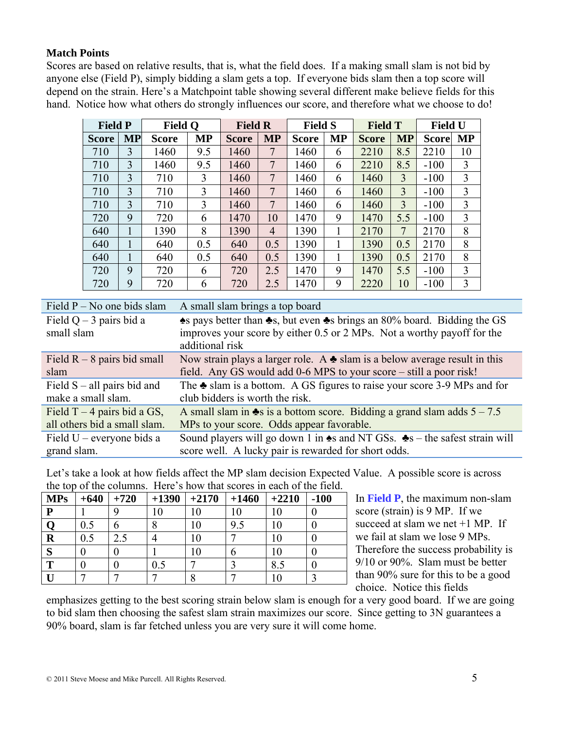**Match Points**

Scores are based on relative results, that is, what the field does. If a making small slam is not bid by anyone else (Field P), simply bidding a slam gets a top. If everyone bids slam then a top score will depend on the strain. Here's a Matchpoint table showing several different make believe fields for this hand. Notice how what others do strongly influences our score, and therefore what we choose to do!

| Field P | | Field Q | | Field R | | Field S | | Field T | | Field U | |
|---|---|---|---|---|---|---|---|---|---|---|---|
| Score | MP | Score | MP | Score | MP | Score | MP | Score | MP | Score | MP |
| 710 | 3 | 1460 | 9.5 | 1460 | 7 | 1460 | 6 | 2210 | 8.5 | 2210 | 10 |
| 710 | 3 | 1460 | 9.5 | 1460 | 7 | 1460 | 6 | 2210 | 8.5 | -100 | 3 |
| 710 | 3 | 710 | 3 | 1460 | 7 | 1460 | 6 | 1460 | 3 | -100 | 3 |
| 710 | 3 | 710 | 3 | 1460 | 7 | 1460 | 6 | 1460 | 3 | -100 | 3 |
| 710 | 3 | 710 | 3 | 1460 | 7 | 1460 | 6 | 1460 | 3 | -100 | 3 |
| 720 | 9 | 720 | 6 | 1470 | 10 | 1470 | 9 | 1470 | 5.5 | -100 | 3 |
| 640 | 1 | 1390 | 8 | 1390 | 4 | 1390 | 1 | 2170 | 7 | 2170 | 8 |
| 640 | 1 | 640 | 0.5 | 640 | 0.5 | 1390 | 1 | 1390 | 0.5 | 2170 | 8 |
| 640 | 1 | 640 | 0.5 | 640 | 0.5 | 1390 | 1 | 1390 | 0.5 | 2170 | 8 |
| 720 | 9 | 720 | 6 | 720 | 2.5 | 1470 | 9 | 1470 | 5.5 | -100 | 3 |
| 720 | 9 | 720 | 6 | 720 | 2.5 | 1470 | 9 | 2220 | 10 | -100 | 3 |

| Field | Comment |
|---|---|
| Field P – No one bids slam | A small slam brings a top board |
| Field Q – 3 pairs bid a small slam | ♠s pays better than ♣s, but even ♣s brings an 80% board. Bidding the GS improves your score by either 0.5 or 2 MPs. Not a worthy payoff for the additional risk |
| Field R – 8 pairs bid small slam | Now strain plays a larger role. A ♣ slam is a below average result in this field. Any GS would add 0-6 MPS to your score – still a poor risk! |
| Field S – all pairs bid and make a small slam. | The ♣ slam is a bottom. A GS figures to raise your score 3-9 MPs and for club bidders is worth the risk. |
| Field T – 4 pairs bid a GS, all others bid a small slam. | A small slam in ♣s is a bottom score. Bidding a grand slam adds 5 – 7.5 MPs to your score. Odds appear favorable. |
| Field U – everyone bids a grand slam. | Sound players will go down 1 in ♠s and NT GSs. ♣s – the safest strain will score well. A lucky pair is rewarded for short odds. |

Let's take a look at how fields affect the MP slam decision Expected Value. A possible score is across the top of the columns. Here's how that scores in each of the field.

| MPs | +640 | +720 | +1390 | +2170 | +1460 | +2210 | -100 |
|---|---|---|---|---|---|---|---|
| P | 1 | 9 | 10 | 10 | 10 | 10 | 0 |
| Q | 0.5 | 6 | 8 | 10 | 9.5 | 10 | 0 |
| R | 0.5 | 2.5 | 4 | 10 | 7 | 10 | 0 |
| S | 0 | 0 | 1 | 10 | 6 | 10 | 0 |
| T | 0 | 0 | 0.5 | 7 | 3 | 8.5 | 0 |
| U | 7 | 7 | 7 | 8 | 7 | 10 | 3 |

In **Field P**, the maximum non-slam score (strain) is 9 MP. If we succeed at slam we net +1 MP. If we fail at slam we lose 9 MPs. Therefore the success probability is 9/10 or 90%. Slam must be better than 90% sure for this to be a good choice. Notice this fields emphasizes getting to the best scoring strain below slam is enough for a very good board. If we are going to bid slam then choosing the safest slam strain maximizes our score. Since getting to 3N guarantees a 90% board, slam is far fetched unless you are very sure it will come home.

© 2011 Steve Moese and Mike Purcell. All Rights Reserved.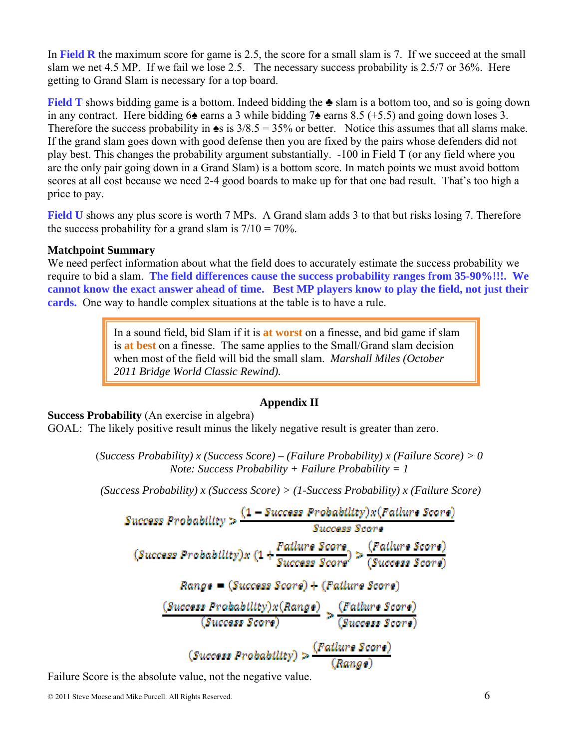In **Field R** the maximum score for game is 2.5, the score for a small slam is 7. If we succeed at the small slam we net 4.5 MP. If we fail we lose 2.5. The necessary success probability is 2.5/7 or 36%. Here getting to Grand Slam is necessary for a top board.

**Field T** shows bidding game is a bottom. Indeed bidding the ♣ slam is a bottom too, and so is going down in any contract. Here bidding 6♠ earns a 3 while bidding 7♠ earns 8.5 (+5.5) and going down loses 3. Therefore the success probability in ♠s is 3/8.5 = 35% or better. Notice this assumes that all slams make. If the grand slam goes down with good defense then you are fixed by the pairs whose defenders did not play best. This changes the probability argument substantially. -100 in Field T (or any field where you are the only pair going down in a Grand Slam) is a bottom score. In match points we must avoid bottom scores at all cost because we need 2-4 good boards to make up for that one bad result. That's too high a price to pay.

**Field U** shows any plus score is worth 7 MPs. A Grand slam adds 3 to that but risks losing 7. Therefore the success probability for a grand slam is 7/10 = 70%.

**Matchpoint Summary**

We need perfect information about what the field does to accurately estimate the success probability we require to bid a slam. **The field differences cause the success probability ranges from 35-90%!!!. We cannot know the exact answer ahead of time. Best MP players know to play the field, not just their cards.** One way to handle complex situations at the table is to have a rule.

> In a sound field, bid Slam if it is **at worst** on a finesse, and bid game if slam is **at best** on a finesse. The same applies to the Small/Grand slam decision when most of the field will bid the small slam. *Marshall Miles (October 2011 Bridge World Classic Rewind).*

## Appendix II

**Success Probability** (An exercise in algebra)

GOAL: The likely positive result minus the likely negative result is greater than zero.

*(Success Probability) x (Success Score) – (Failure Probability) x (Failure Score) > 0*

*Note: Success Probability + Failure Probability = 1*

*(Success Probability) x (Success Score) > (1-Success Probability) x (Failure Score)*

$$\text{Success Probability} > \frac{(1 - \text{Success Probability})x(\text{Failure Score})}{\text{Success Score}}$$

$$(\text{Success Probability})x\left(1 + \frac{\text{Failure Score}}{\text{Success Score}}\right) > \frac{(\text{Failure Score})}{(\text{Success Score})}$$

$$\text{Range} = (\text{Success Score}) + (\text{Failure Score})$$

$$\frac{(\text{Success Probability})x(\text{Range})}{(\text{Success Score})} > \frac{(\text{Failure Score})}{(\text{Success Score})}$$

$$(\text{Success Probability}) > \frac{(\text{Failure Score})}{(\text{Range})}$$

Failure Score is the absolute value, not the negative value.

© 2011 Steve Moese and Mike Purcell. All Rights Reserved.